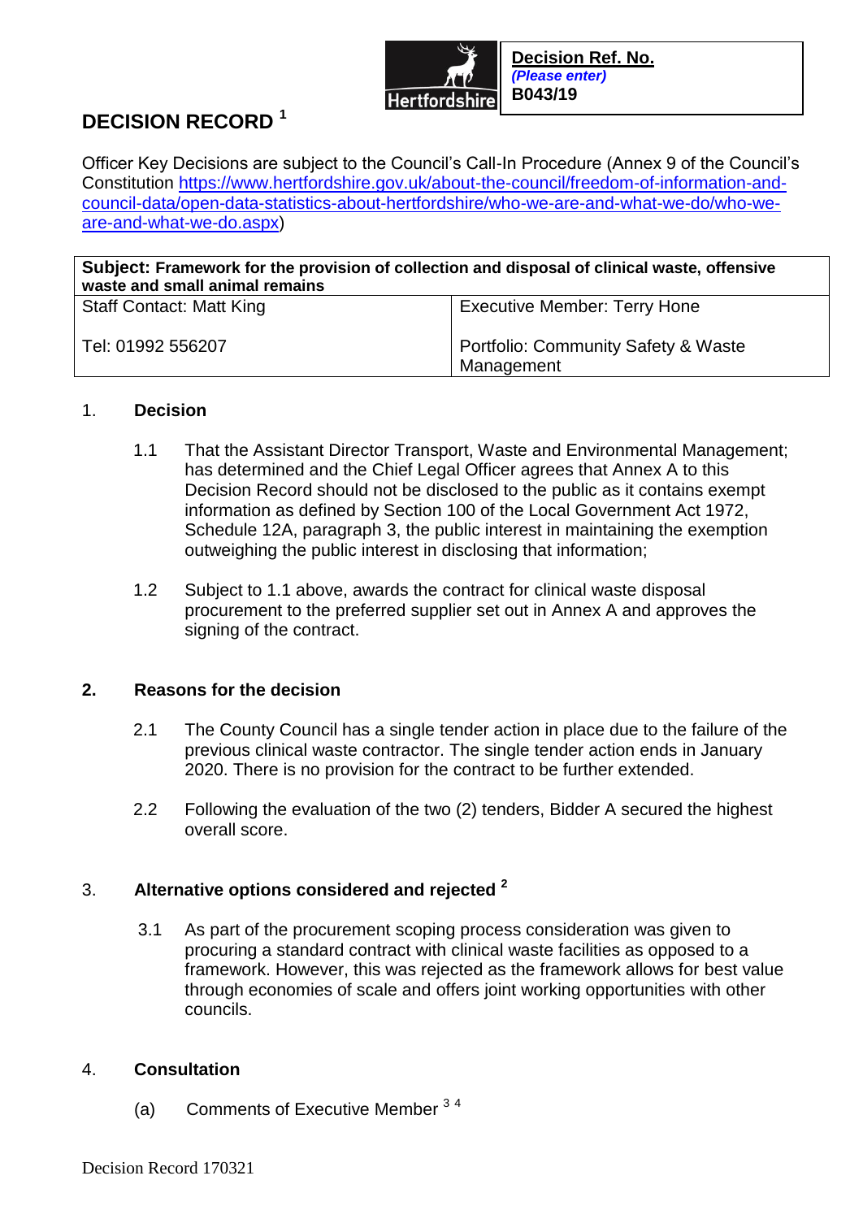| Decision Ref. No. |
| --- |
| *(Please enter)* |
| **B043/19** |

# DECISION RECORD [1]

Officer Key Decisions are subject to the Council's Call-In Procedure (Annex 9 of the Council's Constitution https://www.hertfordshire.gov.uk/about-the-council/freedom-of-information-and-council-data/open-data-statistics-about-hertfordshire/who-we-are-and-what-we-do/who-we-are-and-what-we-do.aspx)

| **Subject:** **Framework for the provision of collection and disposal of clinical waste, offensive waste and small animal remains** | |
| --- | --- |
| Staff Contact: Matt King | Executive Member: Terry Hone |
| Tel: 01992 556207 | Portfolio: Community Safety & Waste Management |

## 1. Decision

1.1 That the Assistant Director Transport, Waste and Environmental Management; has determined and the Chief Legal Officer agrees that Annex A to this Decision Record should not be disclosed to the public as it contains exempt information as defined by Section 100 of the Local Government Act 1972, Schedule 12A, paragraph 3, the public interest in maintaining the exemption outweighing the public interest in disclosing that information;

1.2 Subject to 1.1 above, awards the contract for clinical waste disposal procurement to the preferred supplier set out in Annex A and approves the signing of the contract.

## 2. Reasons for the decision

2.1 The County Council has a single tender action in place due to the failure of the previous clinical waste contractor. The single tender action ends in January 2020. There is no provision for the contract to be further extended.

2.2 Following the evaluation of the two (2) tenders, Bidder A secured the highest overall score.

## 3. Alternative options considered and rejected [2]

3.1 As part of the procurement scoping process consideration was given to procuring a standard contract with clinical waste facilities as opposed to a framework. However, this was rejected as the framework allows for best value through economies of scale and offers joint working opportunities with other councils.

## 4. Consultation

(a) Comments of Executive Member [3 4]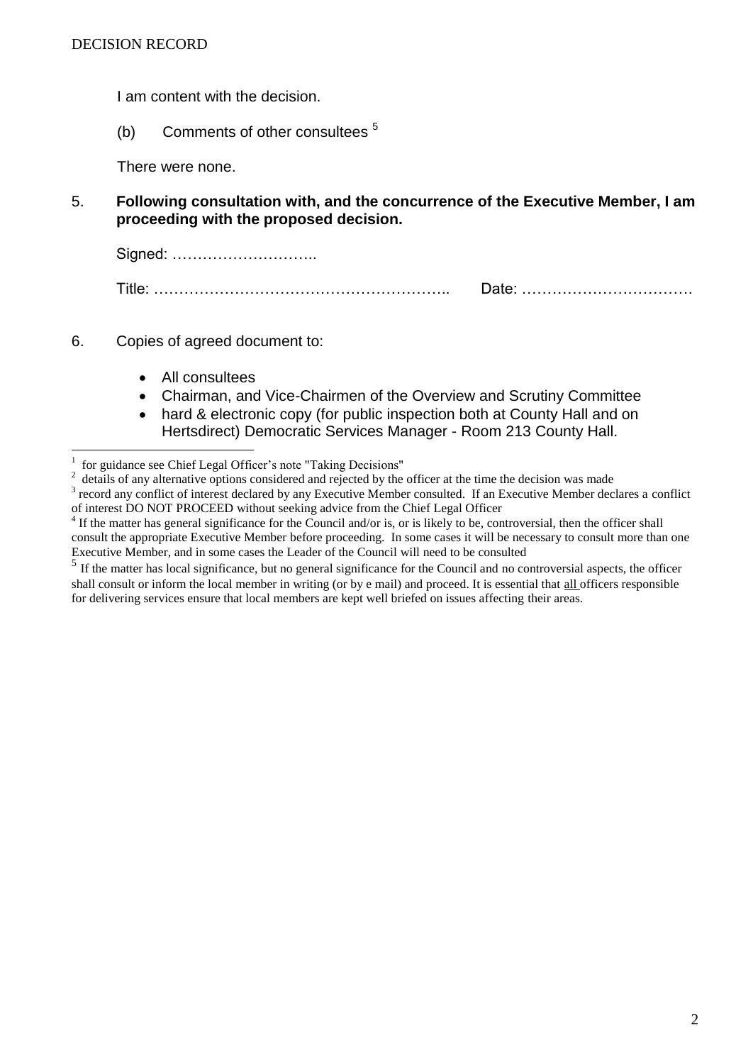DECISION RECORD

I am content with the decision.

(b) Comments of other consultees [5]

There were none.

5. **Following consultation with, and the concurrence of the Executive Member, I am proceeding with the proposed decision.**

Signed: ………………………..

Title: ………………………………………………….. Date: …………………………….

6. Copies of agreed document to:

- All consultees
- Chairman, and Vice-Chairmen of the Overview and Scrutiny Committee
- hard & electronic copy (for public inspection both at County Hall and on Hertsdirect) Democratic Services Manager - Room 213 County Hall.

---

[1] for guidance see Chief Legal Officer's note "Taking Decisions"

[2] details of any alternative options considered and rejected by the officer at the time the decision was made

[3] record any conflict of interest declared by any Executive Member consulted. If an Executive Member declares a conflict of interest DO NOT PROCEED without seeking advice from the Chief Legal Officer

[4] If the matter has general significance for the Council and/or is, or is likely to be, controversial, then the officer shall consult the appropriate Executive Member before proceeding. In some cases it will be necessary to consult more than one Executive Member, and in some cases the Leader of the Council will need to be consulted

[5] If the matter has local significance, but no general significance for the Council and no controversial aspects, the officer shall consult or inform the local member in writing (or by e mail) and proceed. It is essential that all officers responsible for delivering services ensure that local members are kept well briefed on issues affecting their areas.